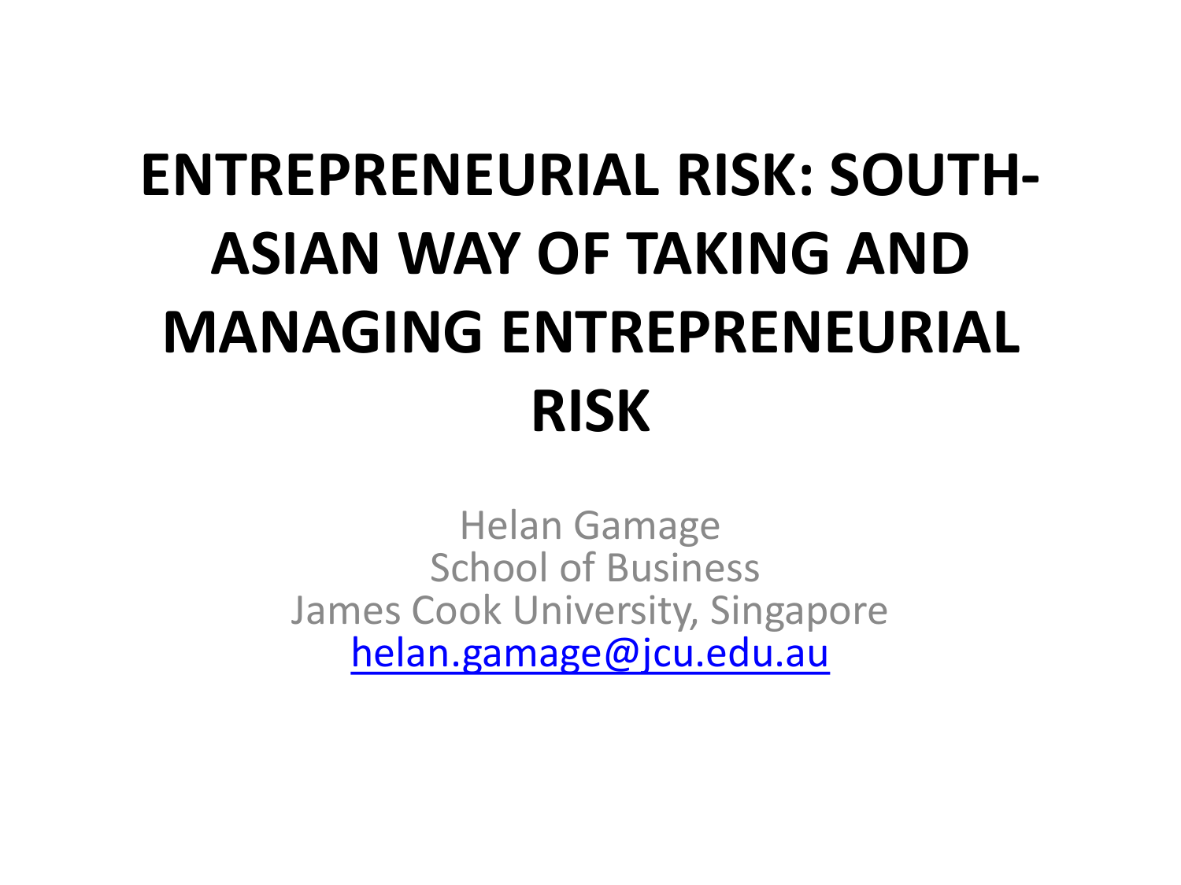# ENTREPRENEURIAL RISK: SOUTH-ASIAN WAY OF TAKING AND MANAGING ENTREPRENEURIAL RISK

Helan Gamage
School of Business
James Cook University, Singapore
helan.gamage@jcu.edu.au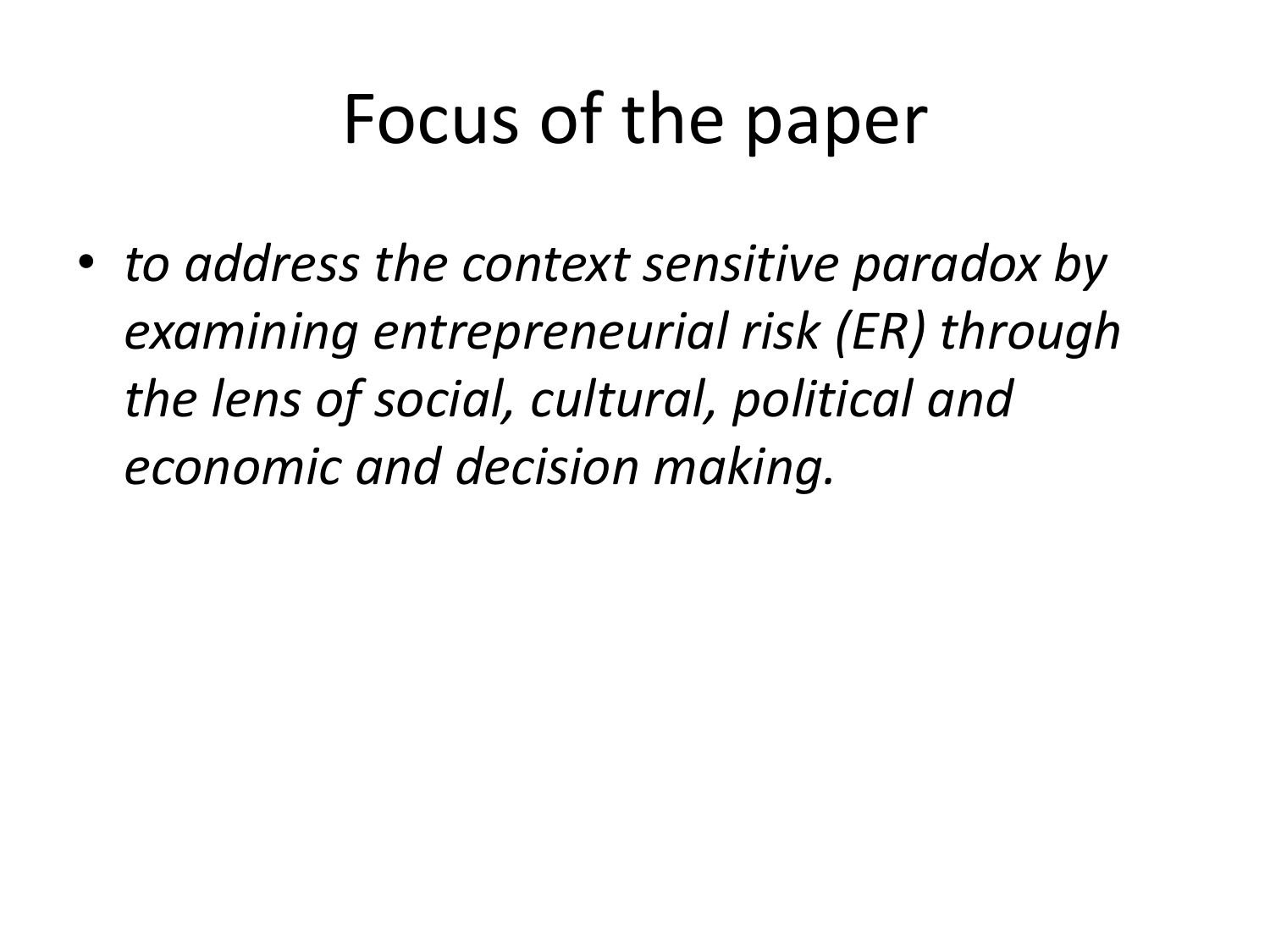# Focus of the paper

- *to address the context sensitive paradox by examining entrepreneurial risk (ER) through the lens of social, cultural, political and economic and decision making.*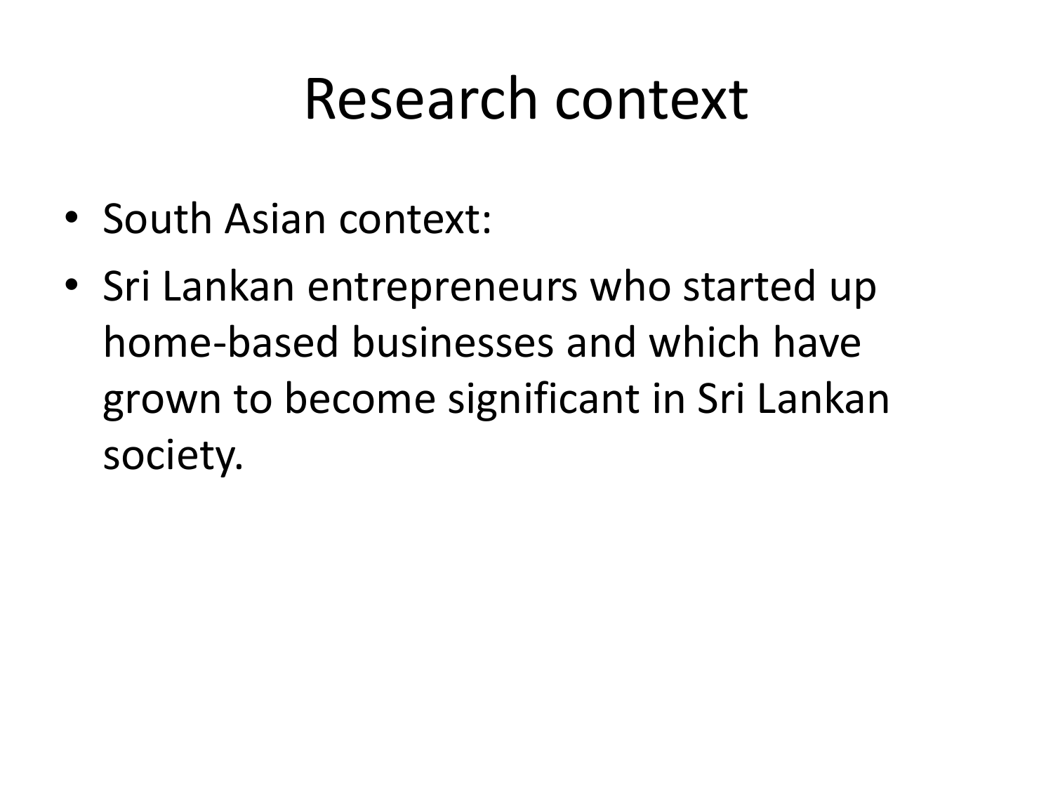# Research context

- South Asian context:
- Sri Lankan entrepreneurs who started up home-based businesses and which have grown to become significant in Sri Lankan society.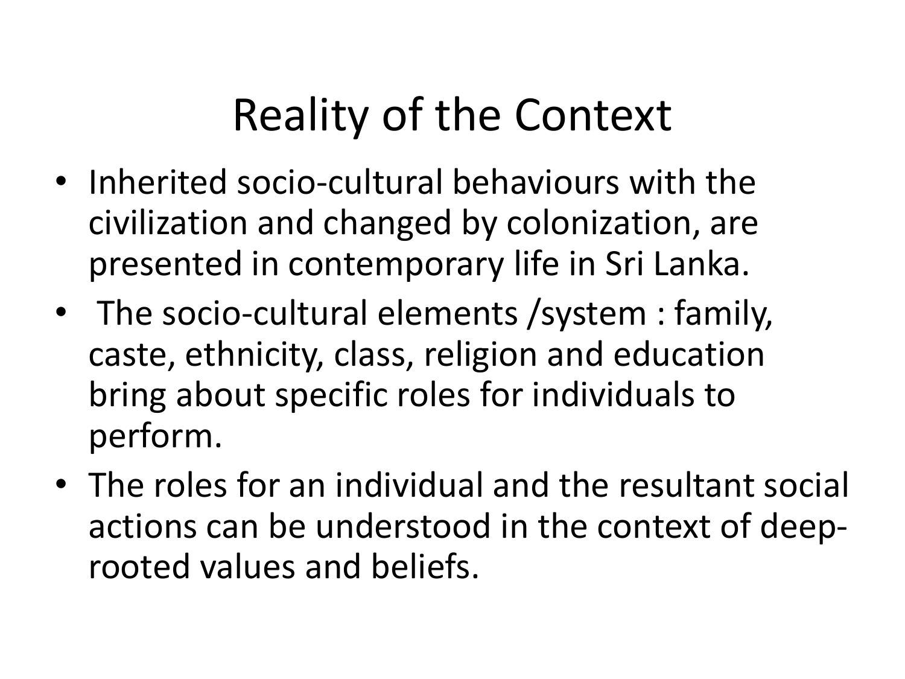# Reality of the Context

- Inherited socio-cultural behaviours with the civilization and changed by colonization, are presented in contemporary life in Sri Lanka.
- The socio-cultural elements /system : family, caste, ethnicity, class, religion and education bring about specific roles for individuals to perform.
- The roles for an individual and the resultant social actions can be understood in the context of deep-rooted values and beliefs.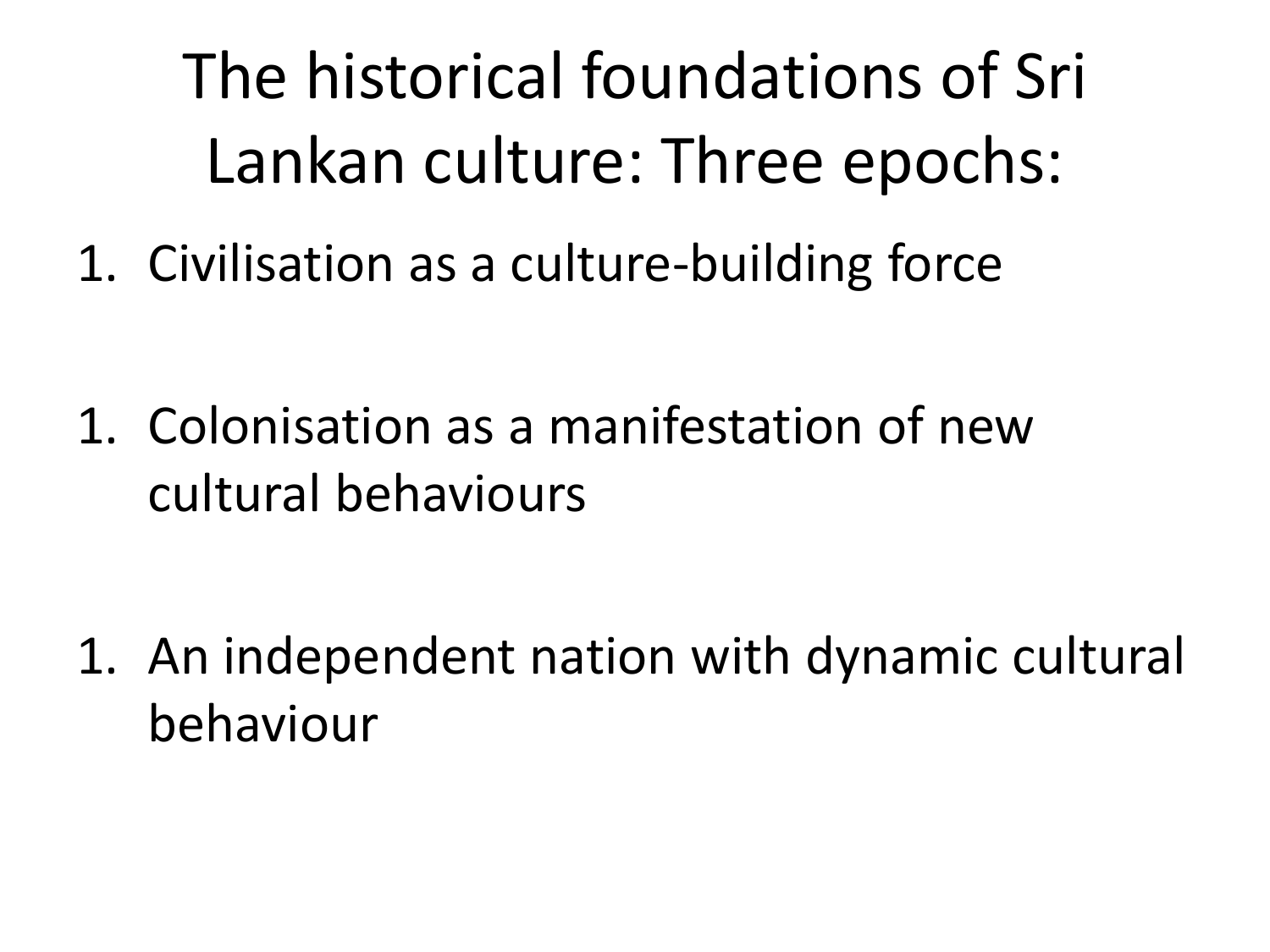# The historical foundations of Sri Lankan culture: Three epochs:

1. Civilisation as a culture-building force

1. Colonisation as a manifestation of new cultural behaviours

1. An independent nation with dynamic cultural behaviour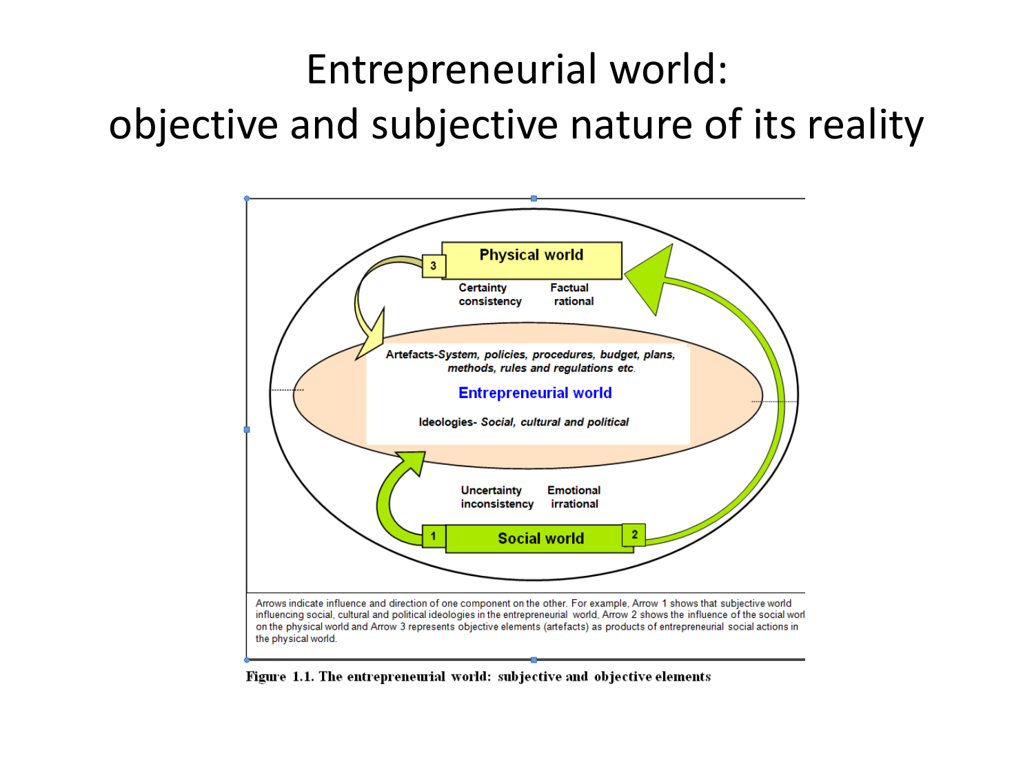# Entrepreneurial world: objective and subjective nature of its reality

Physical world

Certainty consistency

Factual rational

Artefacts-*System, policies, procedures, budget, plans, methods, rules and regulations etc.*

Entrepreneurial world

Ideologies- *Social, cultural and political*

Uncertainty inconsistency

Emotional irrational

Social world

Arrows indicate influence and direction of one component on the other. For example, Arrow 1 shows that subjective world influencing social, cultural and political ideologies in the entrepreneurial world, Arrow 2 shows the influence of the social worl on the physical world and Arrow 3 represents objective elements (artefacts) as products of entrepreneurial social actions in the physical world.

**Figure 1.1. The entrepreneurial world: subjective and objective elements**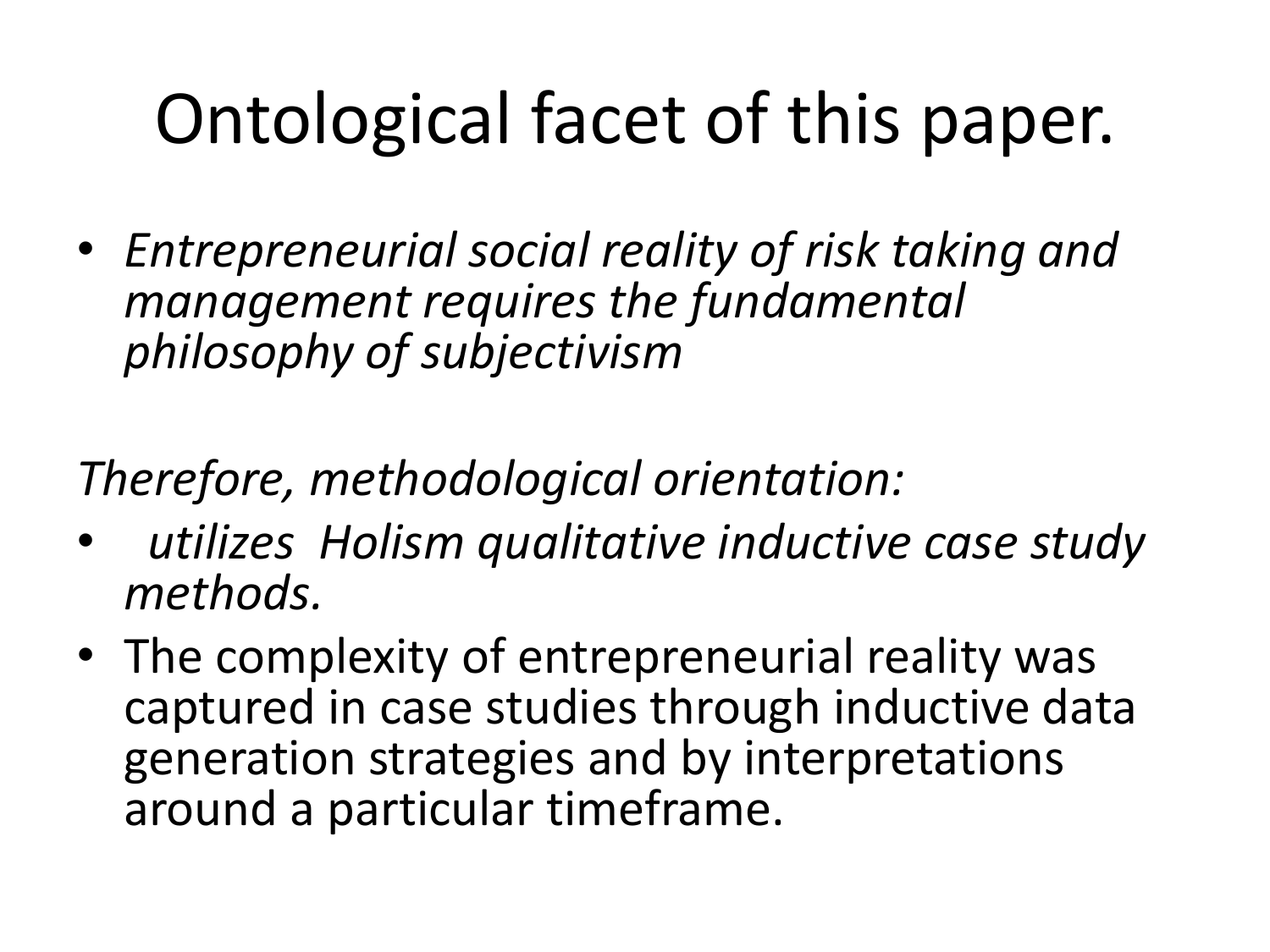# Ontological facet of this paper.

- *Entrepreneurial social reality of risk taking and management requires the fundamental philosophy of subjectivism*

*Therefore, methodological orientation:*

- *utilizes Holism qualitative inductive case study methods.*
- The complexity of entrepreneurial reality was captured in case studies through inductive data generation strategies and by interpretations around a particular timeframe.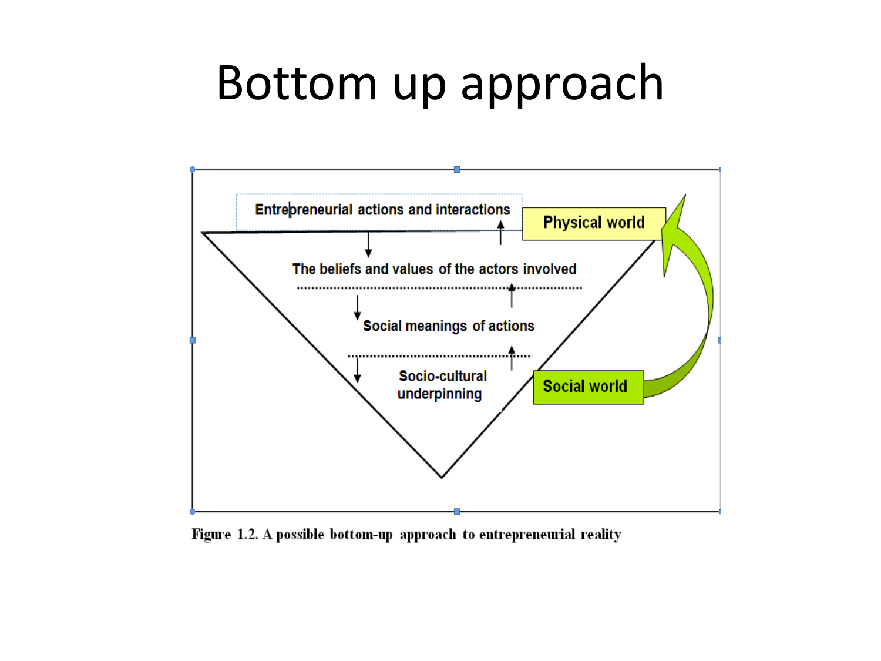# Bottom up approach

Entrepreneurial actions and interactions

Physical world

The beliefs and values of the actors involved

Social meanings of actions

Socio-cultural underpinning

Social world

Figure 1.2. A possible bottom-up approach to entrepreneurial reality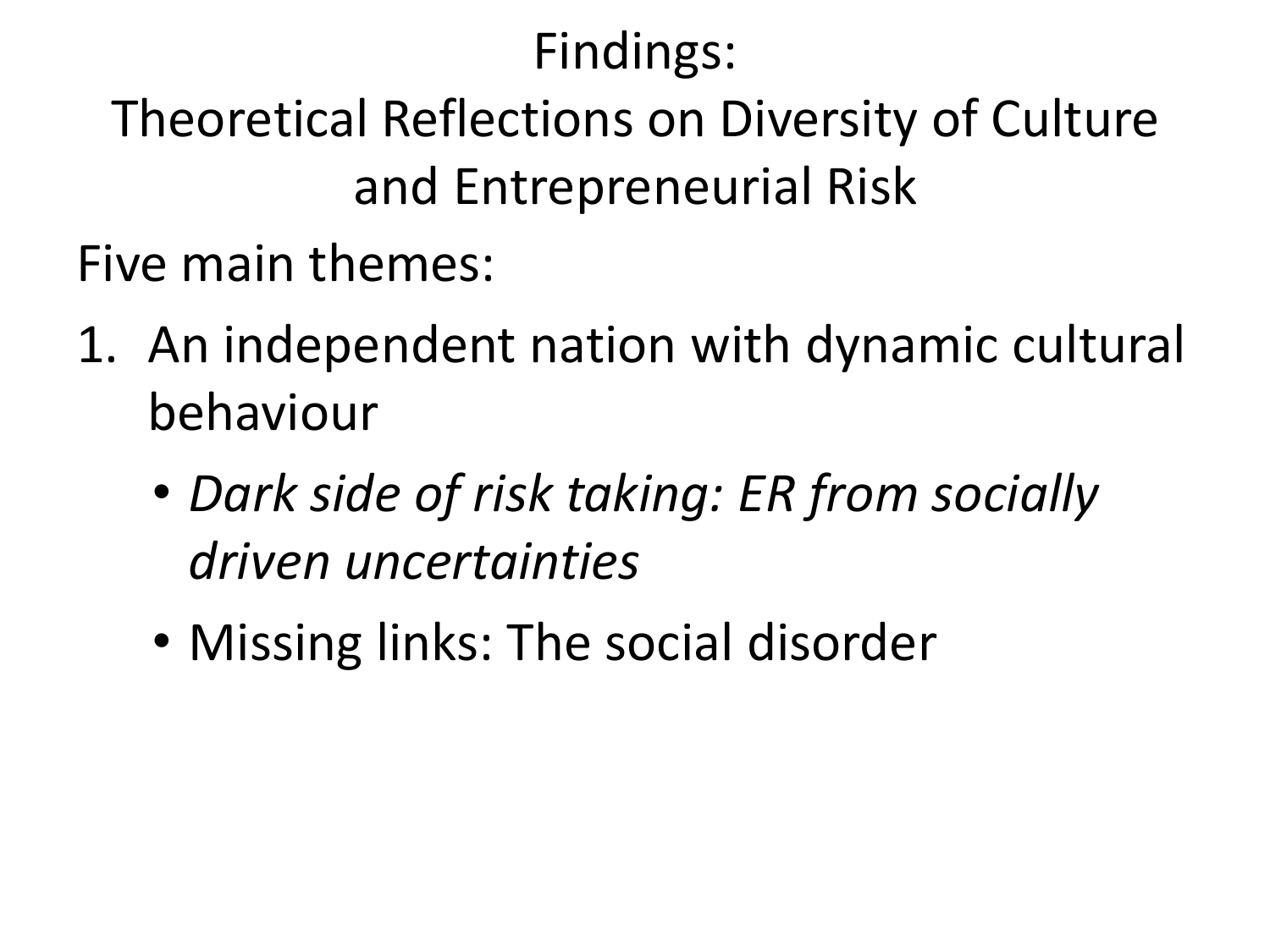# Findings:
# Theoretical Reflections on Diversity of Culture and Entrepreneurial Risk

Five main themes:

1. An independent nation with dynamic cultural behaviour
   - *Dark side of risk taking: ER from socially driven uncertainties*
   - Missing links: The social disorder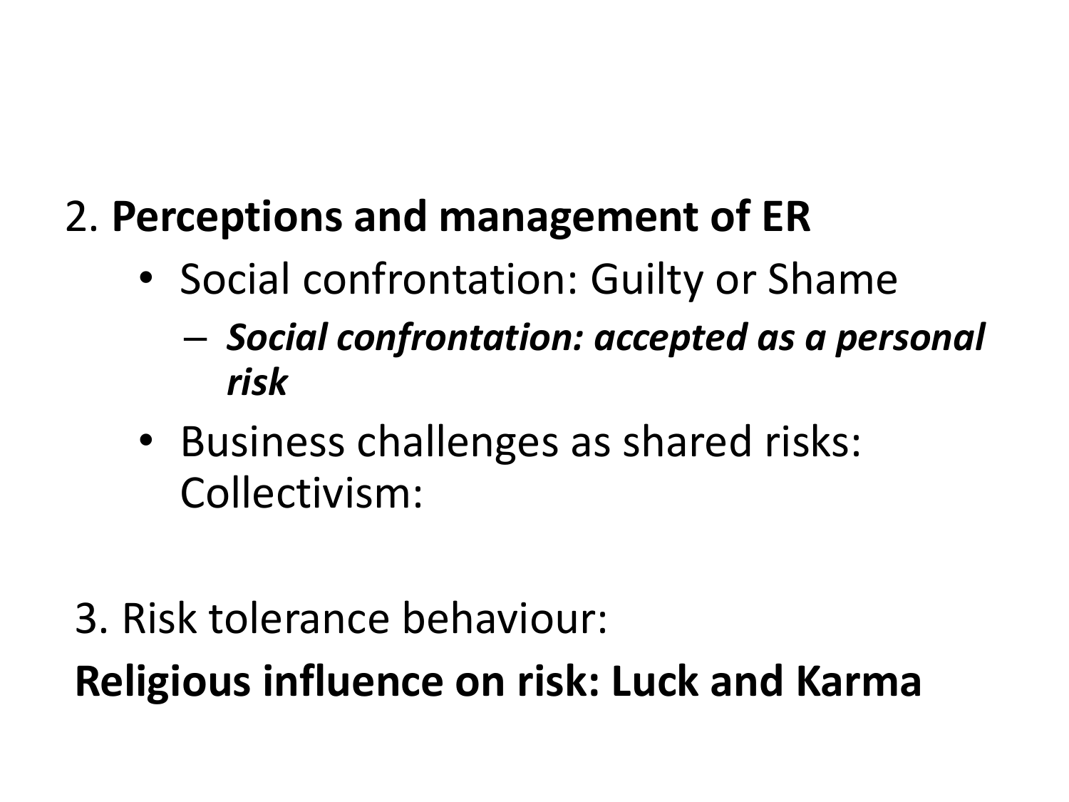2. **Perceptions and management of ER**

- Social confrontation: Guilty or Shame
  - ***Social confrontation: accepted as a personal risk***
- Business challenges as shared risks: Collectivism:

3. Risk tolerance behaviour:

**Religious influence on risk: Luck and Karma**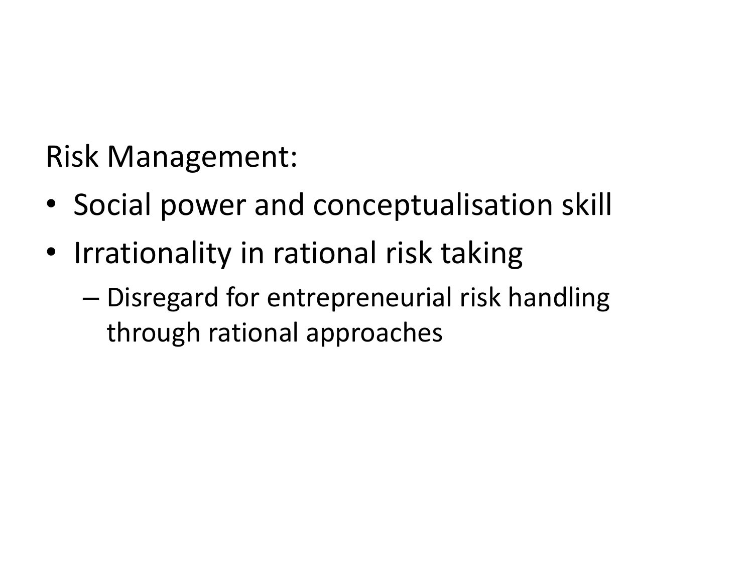Risk Management:

- Social power and conceptualisation skill
- Irrationality in rational risk taking
  - Disregard for entrepreneurial risk handling through rational approaches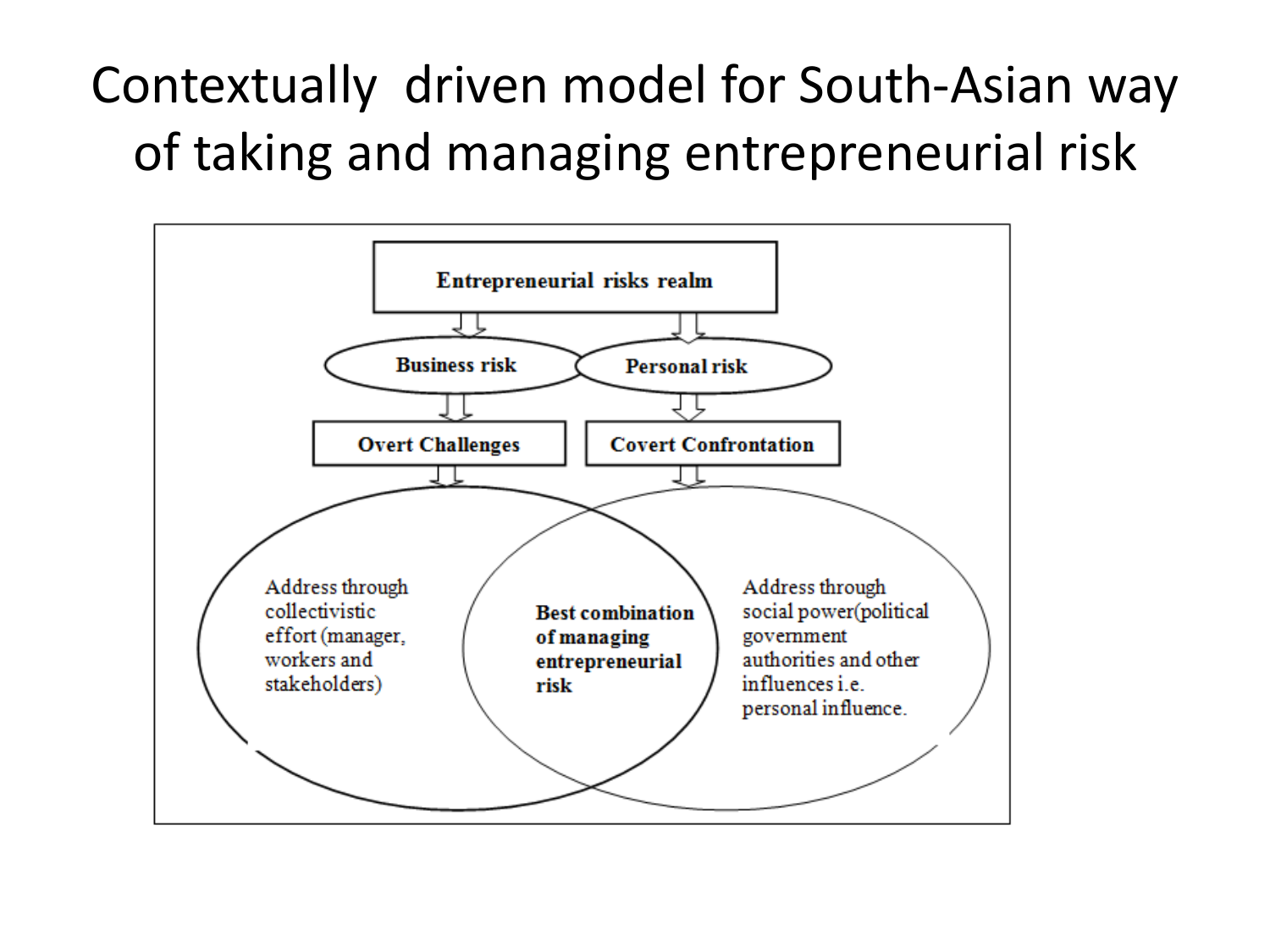# Contextually driven model for South-Asian way of taking and managing entrepreneurial risk

Entrepreneurial risks realm

Business risk

Personal risk

Overt Challenges

Covert Confrontation

Address through collectivistic effort (manager, workers and stakeholders)

**Best combination of managing entrepreneurial risk**

Address through social power(political government authorities and other influences i.e. personal influence.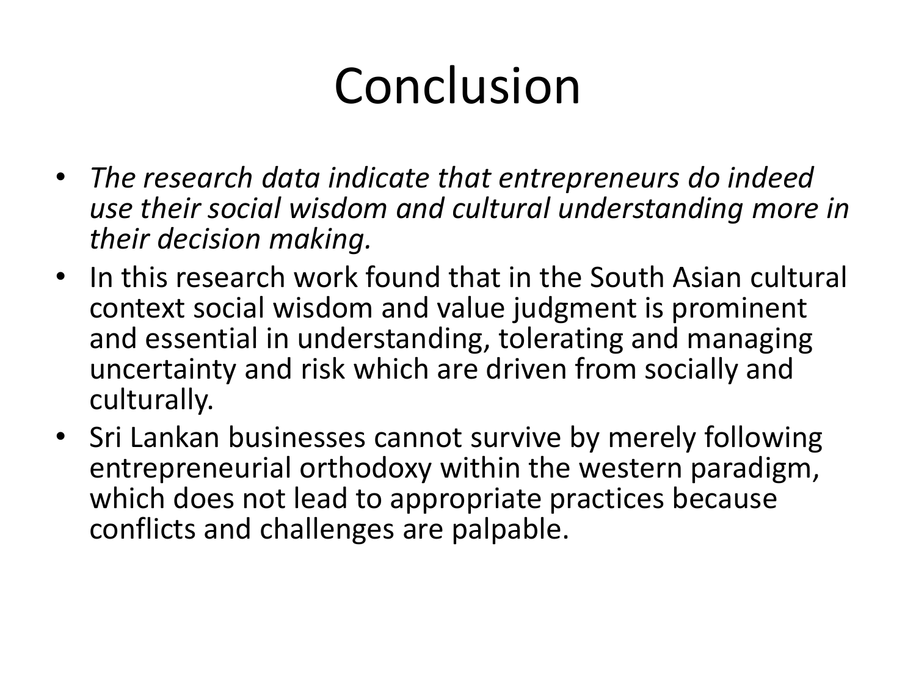# Conclusion

- *The research data indicate that entrepreneurs do indeed use their social wisdom and cultural understanding more in their decision making.*
- In this research work found that in the South Asian cultural context social wisdom and value judgment is prominent and essential in understanding, tolerating and managing uncertainty and risk which are driven from socially and culturally.
- Sri Lankan businesses cannot survive by merely following entrepreneurial orthodoxy within the western paradigm, which does not lead to appropriate practices because conflicts and challenges are palpable.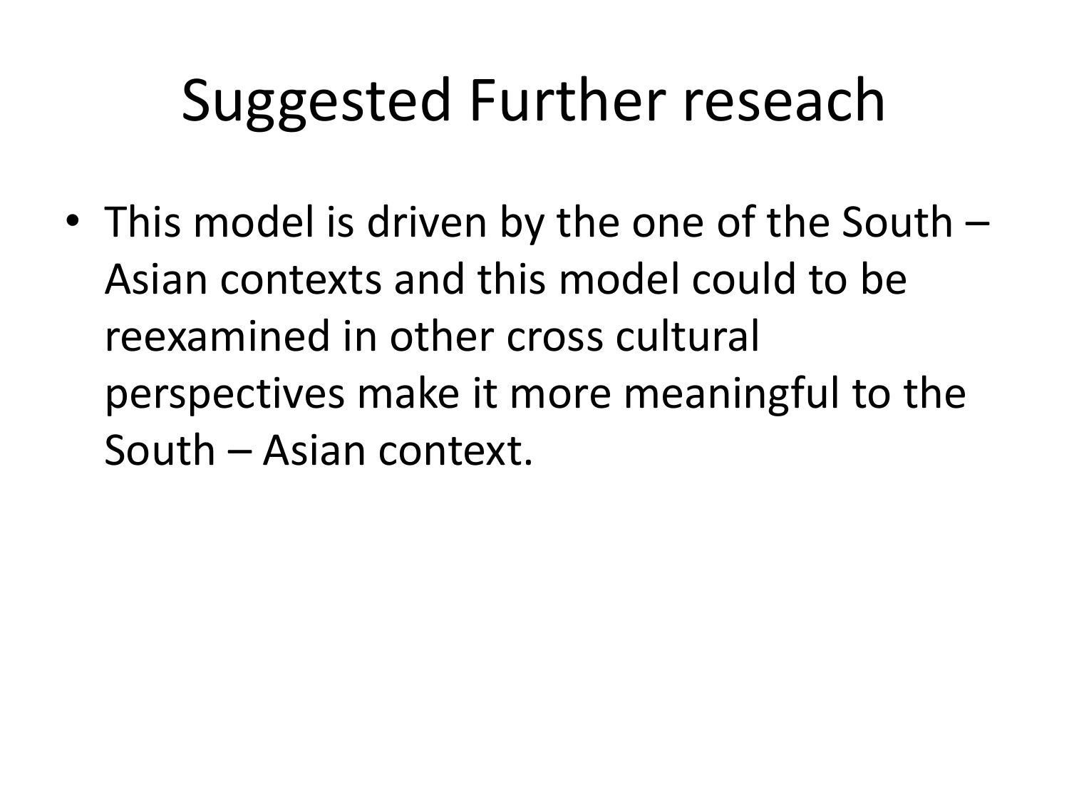# Suggested Further reseach

- This model is driven by the one of the South – Asian contexts and this model could to be reexamined in other cross cultural perspectives make it more meaningful to the South – Asian context.